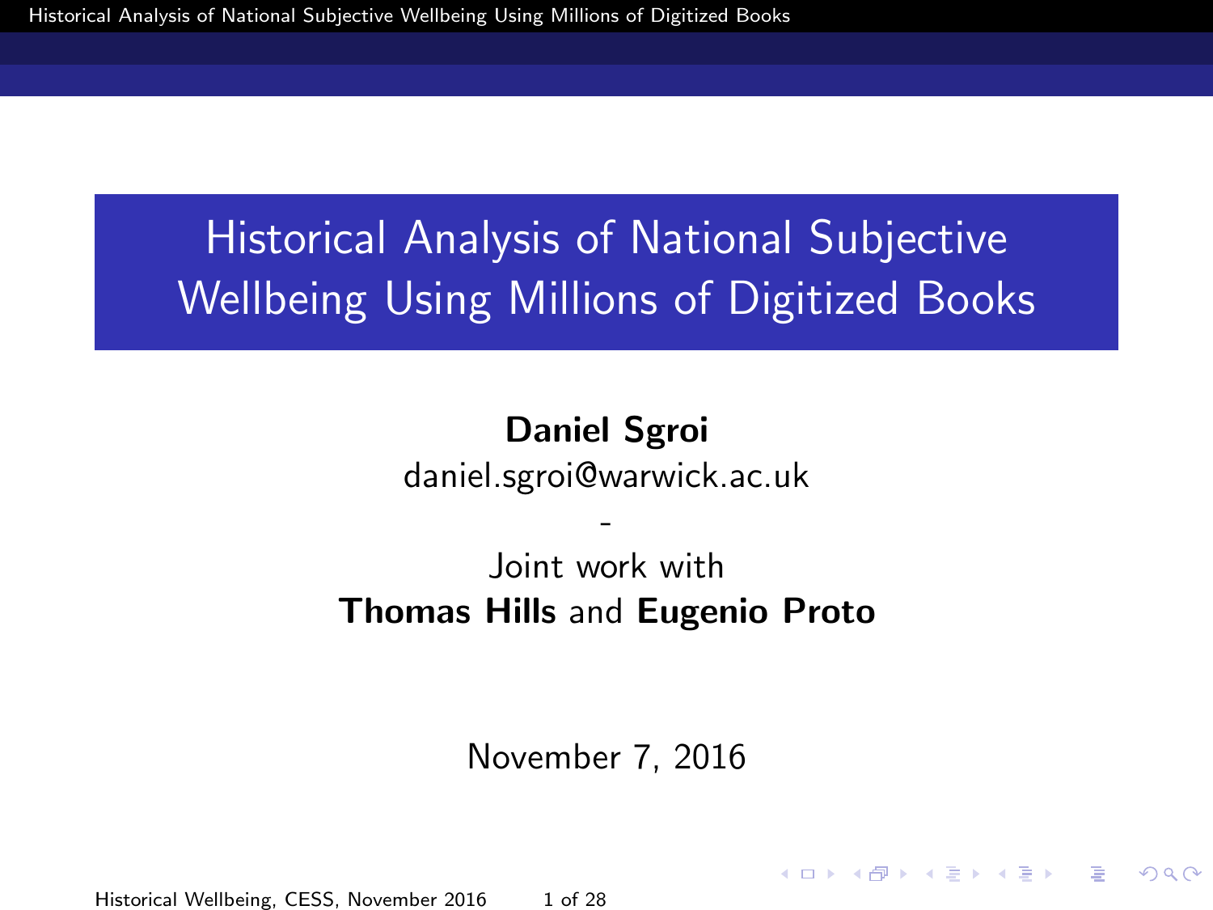# Historical Analysis of National Subjective Wellbeing Using Millions of Digitized Books

**Daniel Sgroi**

daniel.sgroi@warwick.ac.uk

-

Joint work with

**Thomas Hills** and **Eugenio Proto**

November 7, 2016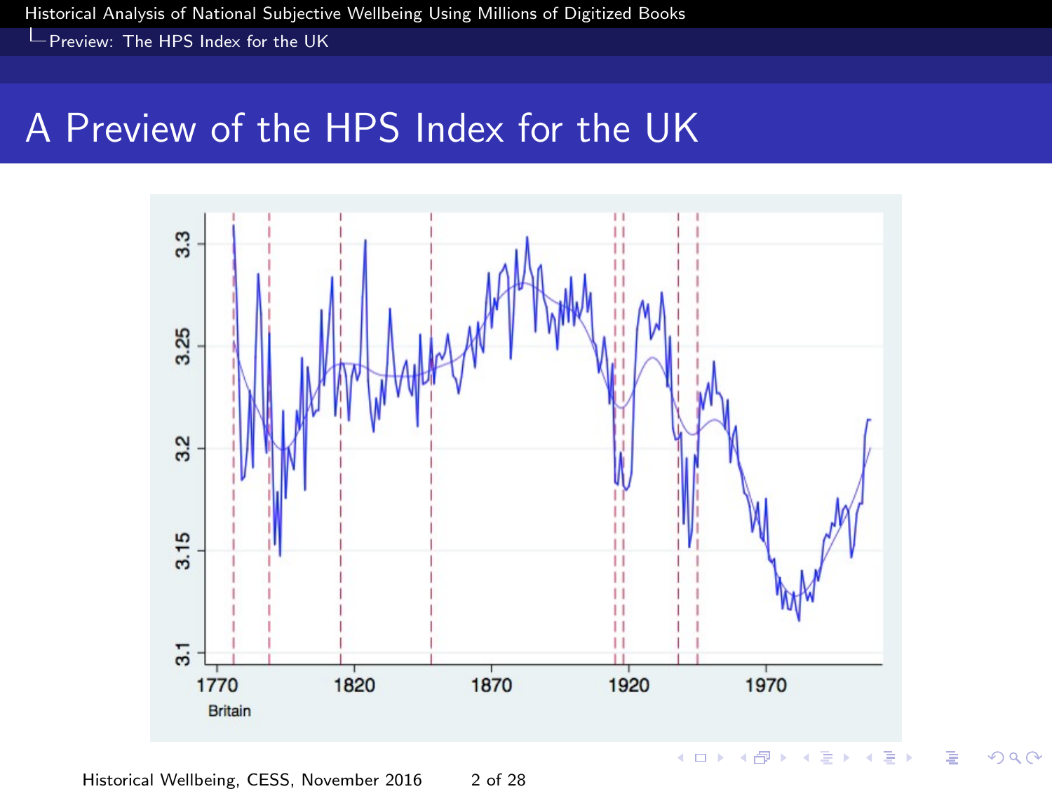# A Preview of the HPS Index for the UK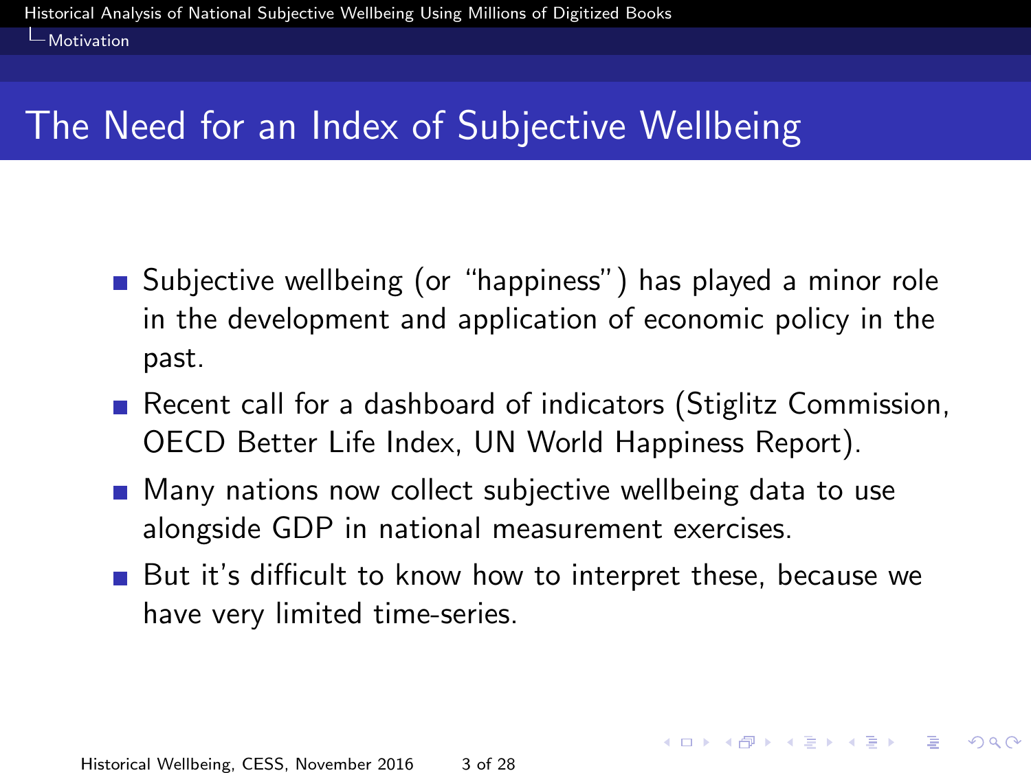# The Need for an Index of Subjective Wellbeing

- Subjective wellbeing (or "happiness") has played a minor role in the development and application of economic policy in the past.
- Recent call for a dashboard of indicators (Stiglitz Commission, OECD Better Life Index, UN World Happiness Report).
- Many nations now collect subjective wellbeing data to use alongside GDP in national measurement exercises.
- But it's difficult to know how to interpret these, because we have very limited time-series.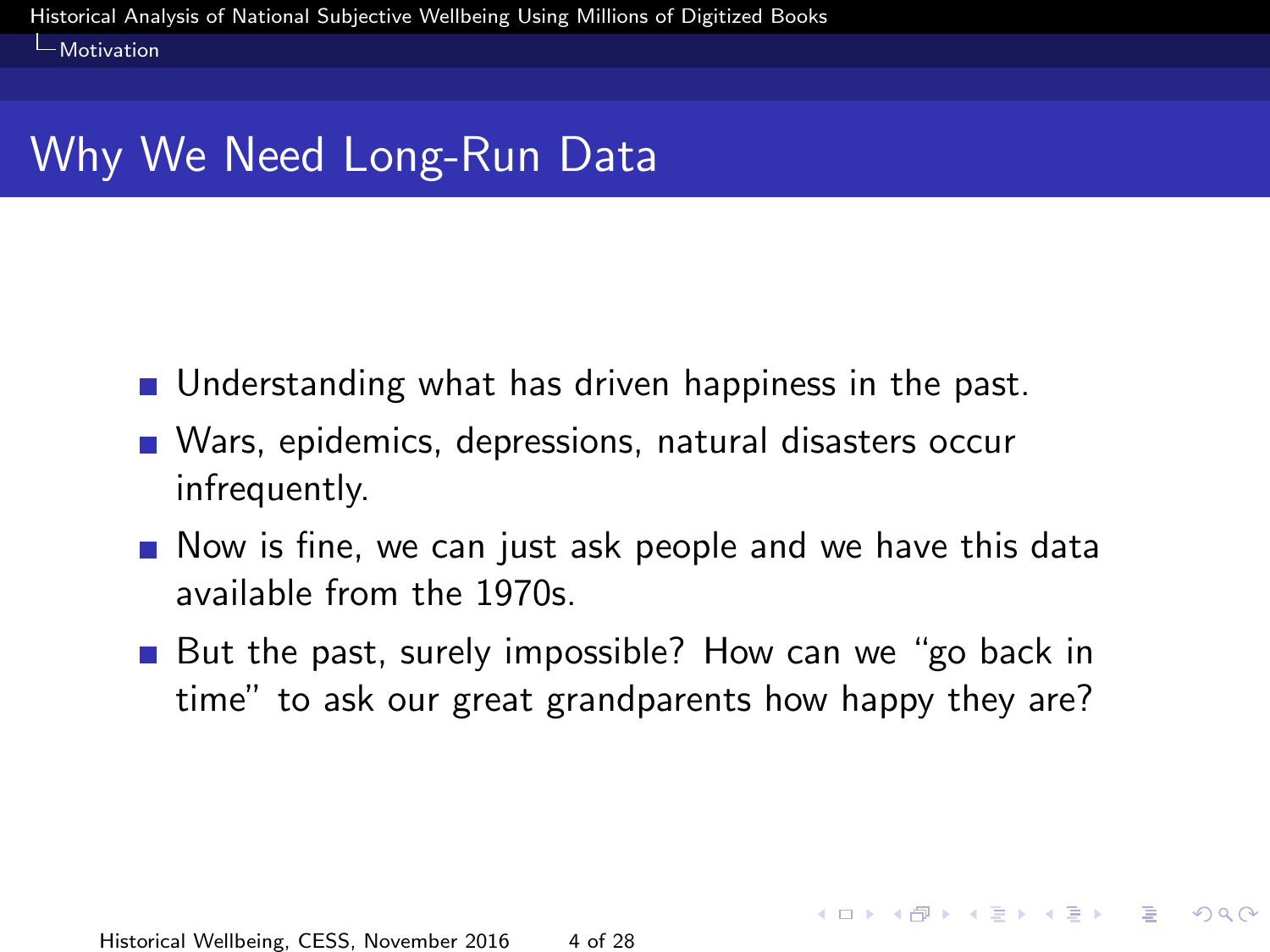# Why We Need Long-Run Data

- Understanding what has driven happiness in the past.
- Wars, epidemics, depressions, natural disasters occur infrequently.
- Now is fine, we can just ask people and we have this data available from the 1970s.
- But the past, surely impossible? How can we "go back in time" to ask our great grandparents how happy they are?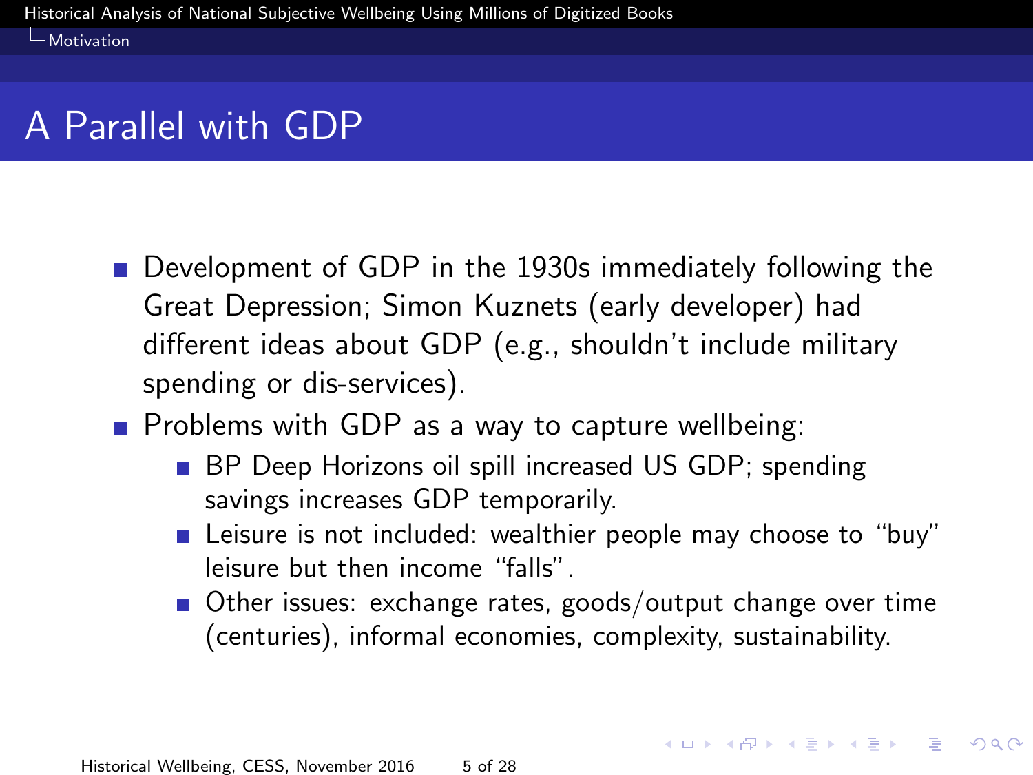# A Parallel with GDP

- Development of GDP in the 1930s immediately following the Great Depression; Simon Kuznets (early developer) had different ideas about GDP (e.g., shouldn't include military spending or dis-services).
- Problems with GDP as a way to capture wellbeing:
  - BP Deep Horizons oil spill increased US GDP; spending savings increases GDP temporarily.
  - Leisure is not included: wealthier people may choose to "buy" leisure but then income "falls".
  - Other issues: exchange rates, goods/output change over time (centuries), informal economies, complexity, sustainability.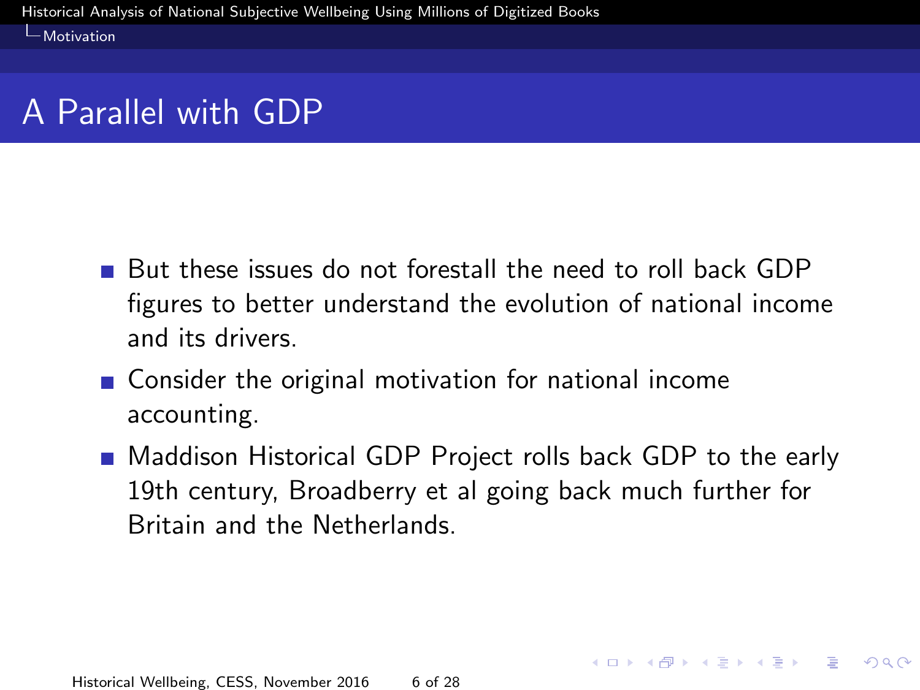# A Parallel with GDP

- But these issues do not forestall the need to roll back GDP figures to better understand the evolution of national income and its drivers.
- Consider the original motivation for national income accounting.
- Maddison Historical GDP Project rolls back GDP to the early 19th century, Broadberry et al going back much further for Britain and the Netherlands.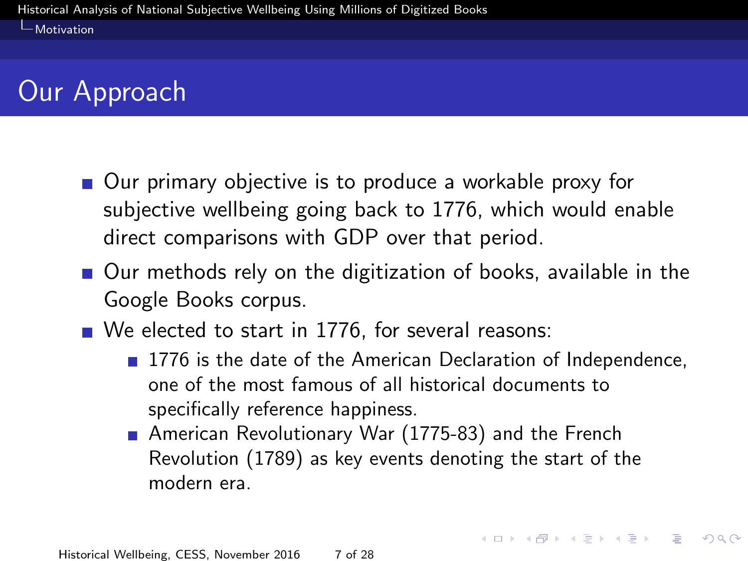# Our Approach

- Our primary objective is to produce a workable proxy for subjective wellbeing going back to 1776, which would enable direct comparisons with GDP over that period.
- Our methods rely on the digitization of books, available in the Google Books corpus.
- We elected to start in 1776, for several reasons:
  - 1776 is the date of the American Declaration of Independence, one of the most famous of all historical documents to specifically reference happiness.
  - American Revolutionary War (1775-83) and the French Revolution (1789) as key events denoting the start of the modern era.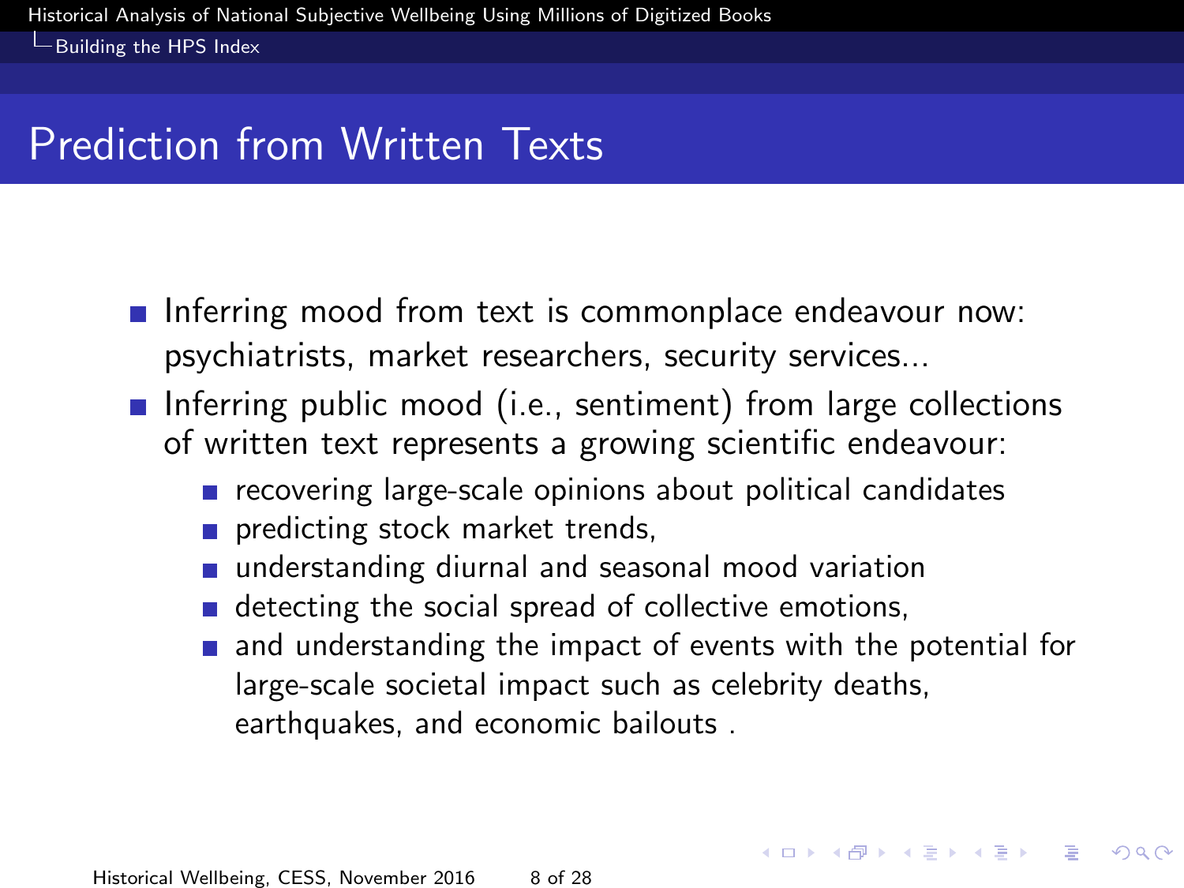## Prediction from Written Texts

- Inferring mood from text is commonplace endeavour now: psychiatrists, market researchers, security services...
- Inferring public mood (i.e., sentiment) from large collections of written text represents a growing scientific endeavour:
  - recovering large-scale opinions about political candidates
  - predicting stock market trends,
  - understanding diurnal and seasonal mood variation
  - detecting the social spread of collective emotions,
  - and understanding the impact of events with the potential for large-scale societal impact such as celebrity deaths, earthquakes, and economic bailouts .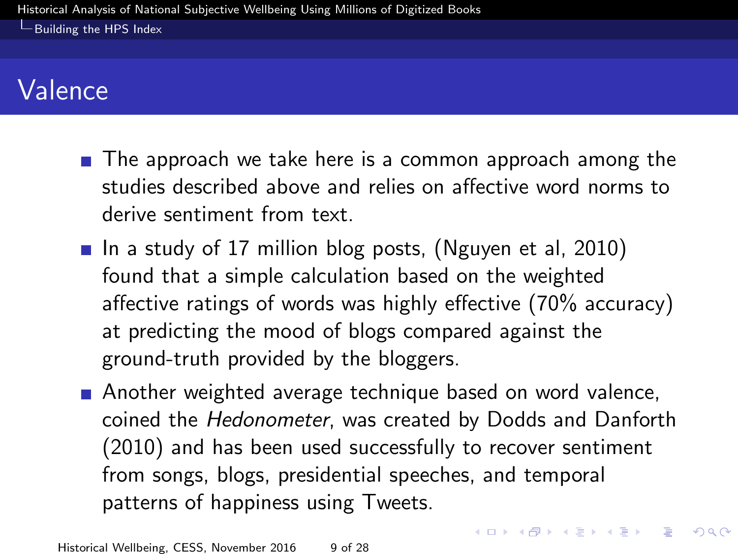## Valence

- The approach we take here is a common approach among the studies described above and relies on affective word norms to derive sentiment from text.
- In a study of 17 million blog posts, (Nguyen et al, 2010) found that a simple calculation based on the weighted affective ratings of words was highly effective (70% accuracy) at predicting the mood of blogs compared against the ground-truth provided by the bloggers.
- Another weighted average technique based on word valence, coined the *Hedonometer*, was created by Dodds and Danforth (2010) and has been used successfully to recover sentiment from songs, blogs, presidential speeches, and temporal patterns of happiness using Tweets.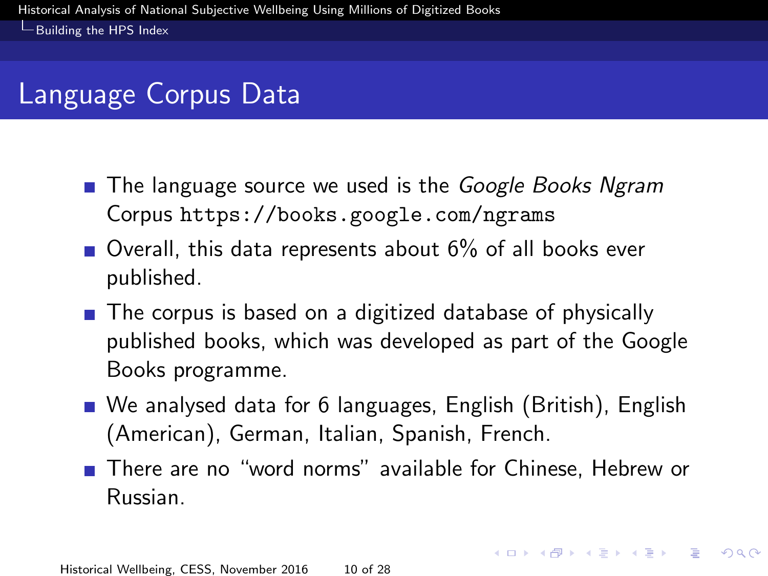# Language Corpus Data

- The language source we used is the *Google Books Ngram* Corpus `https://books.google.com/ngrams`
- Overall, this data represents about 6% of all books ever published.
- The corpus is based on a digitized database of physically published books, which was developed as part of the Google Books programme.
- We analysed data for 6 languages, English (British), English (American), German, Italian, Spanish, French.
- There are no “word norms” available for Chinese, Hebrew or Russian.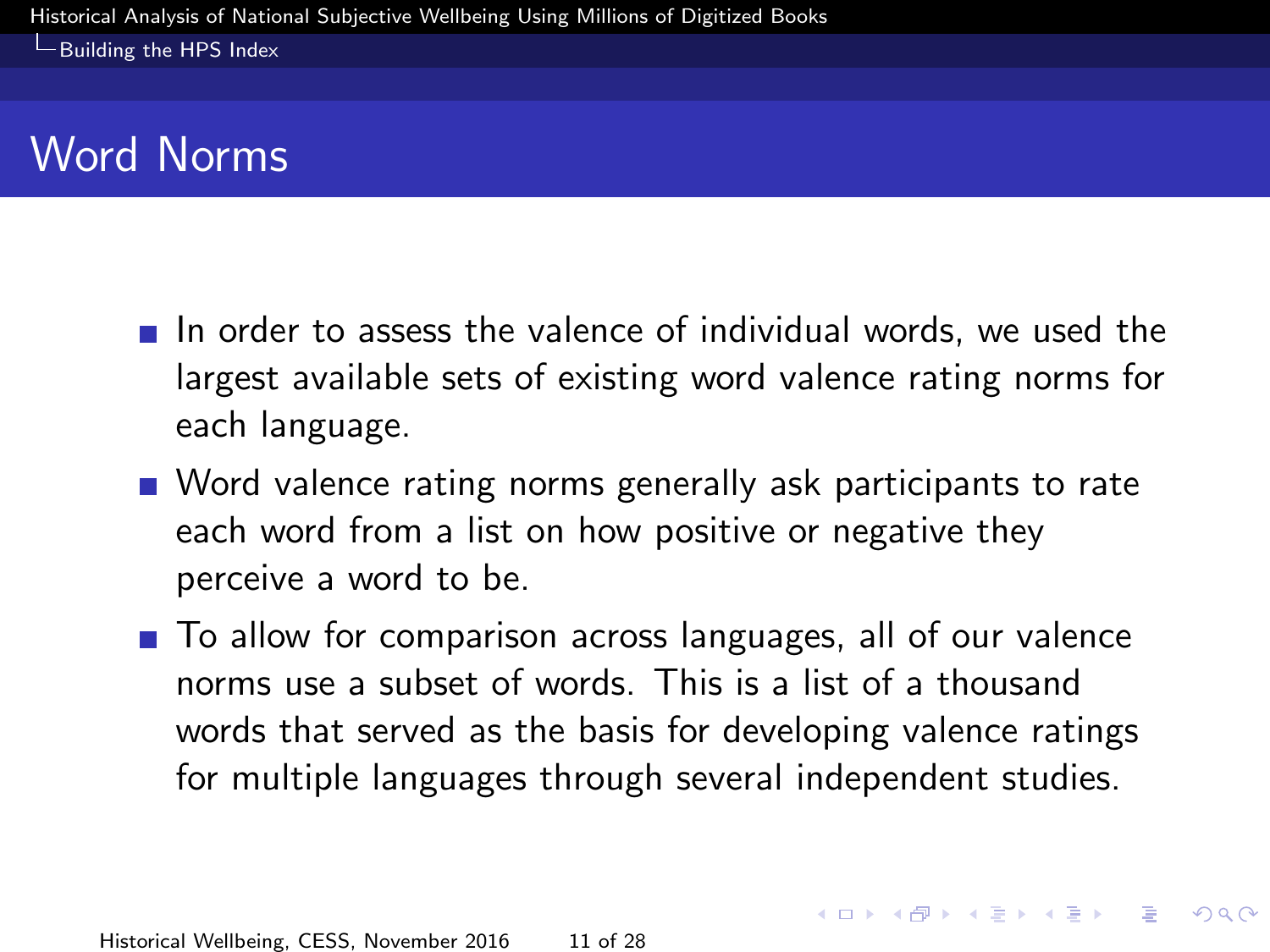# Word Norms

- In order to assess the valence of individual words, we used the largest available sets of existing word valence rating norms for each language.
- Word valence rating norms generally ask participants to rate each word from a list on how positive or negative they perceive a word to be.
- To allow for comparison across languages, all of our valence norms use a subset of words. This is a list of a thousand words that served as the basis for developing valence ratings for multiple languages through several independent studies.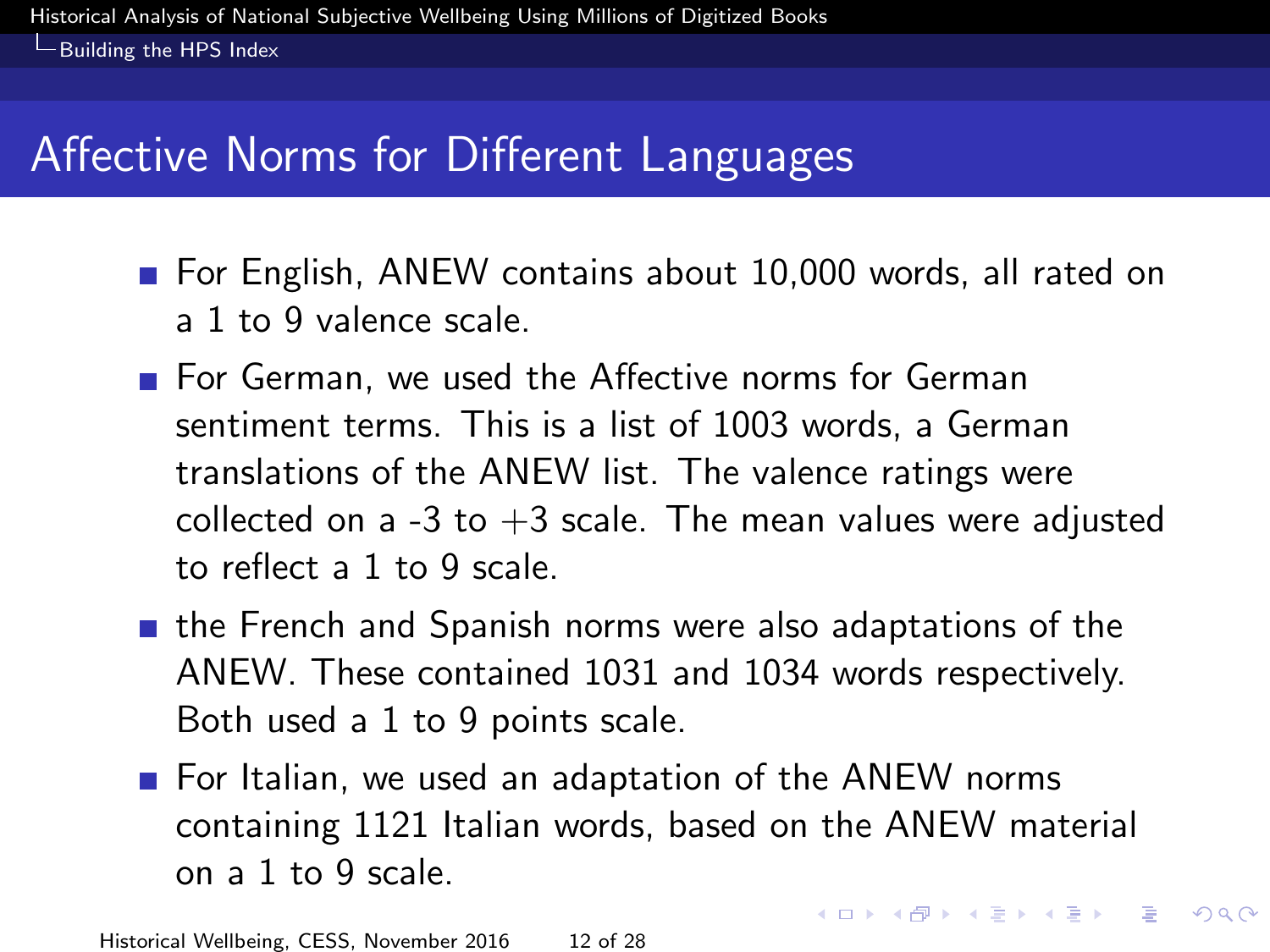## Affective Norms for Different Languages

- For English, ANEW contains about 10,000 words, all rated on a 1 to 9 valence scale.
- For German, we used the Affective norms for German sentiment terms. This is a list of 1003 words, a German translations of the ANEW list. The valence ratings were collected on a -3 to +3 scale. The mean values were adjusted to reflect a 1 to 9 scale.
- the French and Spanish norms were also adaptations of the ANEW. These contained 1031 and 1034 words respectively. Both used a 1 to 9 points scale.
- For Italian, we used an adaptation of the ANEW norms containing 1121 Italian words, based on the ANEW material on a 1 to 9 scale.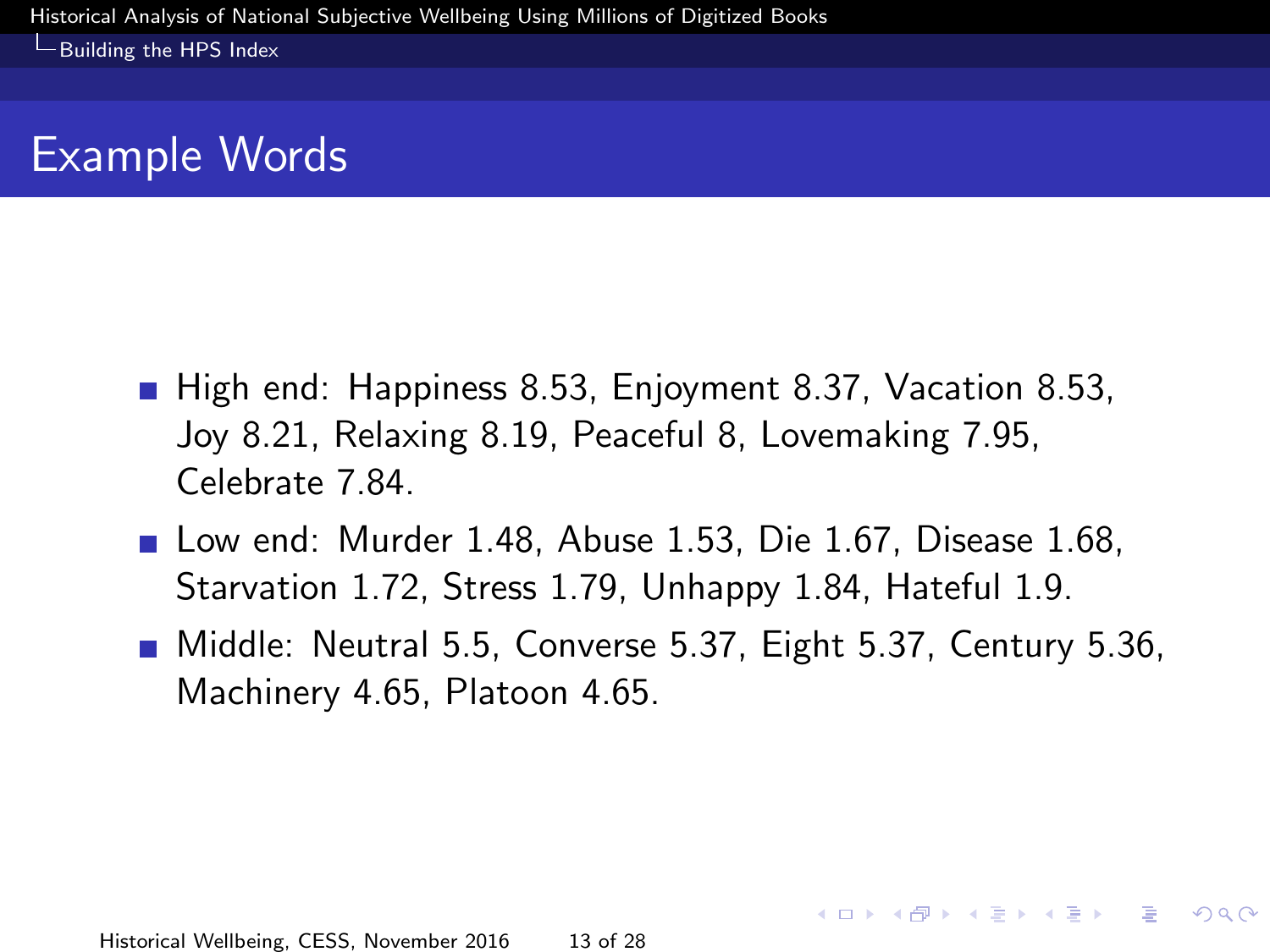## Example Words

- High end: Happiness 8.53, Enjoyment 8.37, Vacation 8.53, Joy 8.21, Relaxing 8.19, Peaceful 8, Lovemaking 7.95, Celebrate 7.84.
- Low end: Murder 1.48, Abuse 1.53, Die 1.67, Disease 1.68, Starvation 1.72, Stress 1.79, Unhappy 1.84, Hateful 1.9.
- Middle: Neutral 5.5, Converse 5.37, Eight 5.37, Century 5.36, Machinery 4.65, Platoon 4.65.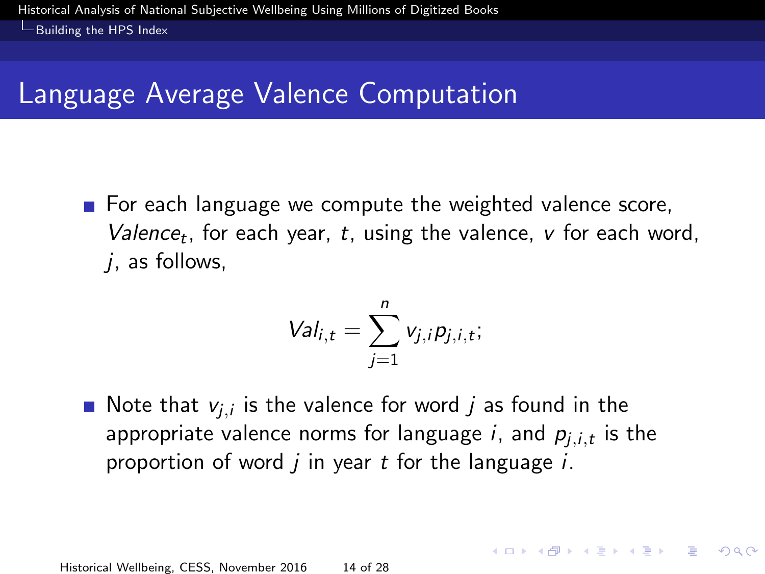# Language Average Valence Computation

- For each language we compute the weighted valence score, $Valence_t$, for each year, $t$, using the valence, $v$ for each word, $j$, as follows,

$$Val_{i,t} = \sum_{j=1}^{n} v_{j,i} p_{j,i,t};$$

- Note that $v_{j,i}$ is the valence for word $j$ as found in the appropriate valence norms for language $i$, and $p_{j,i,t}$ is the proportion of word $j$ in year $t$ for the language $i$.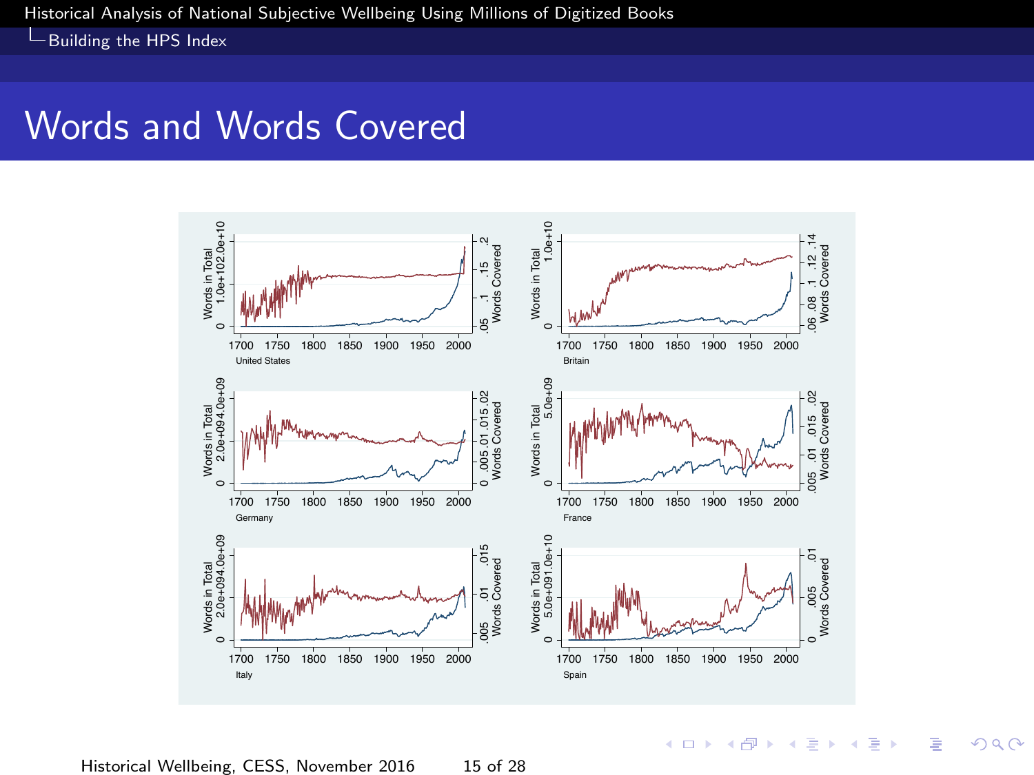# Words and Words Covered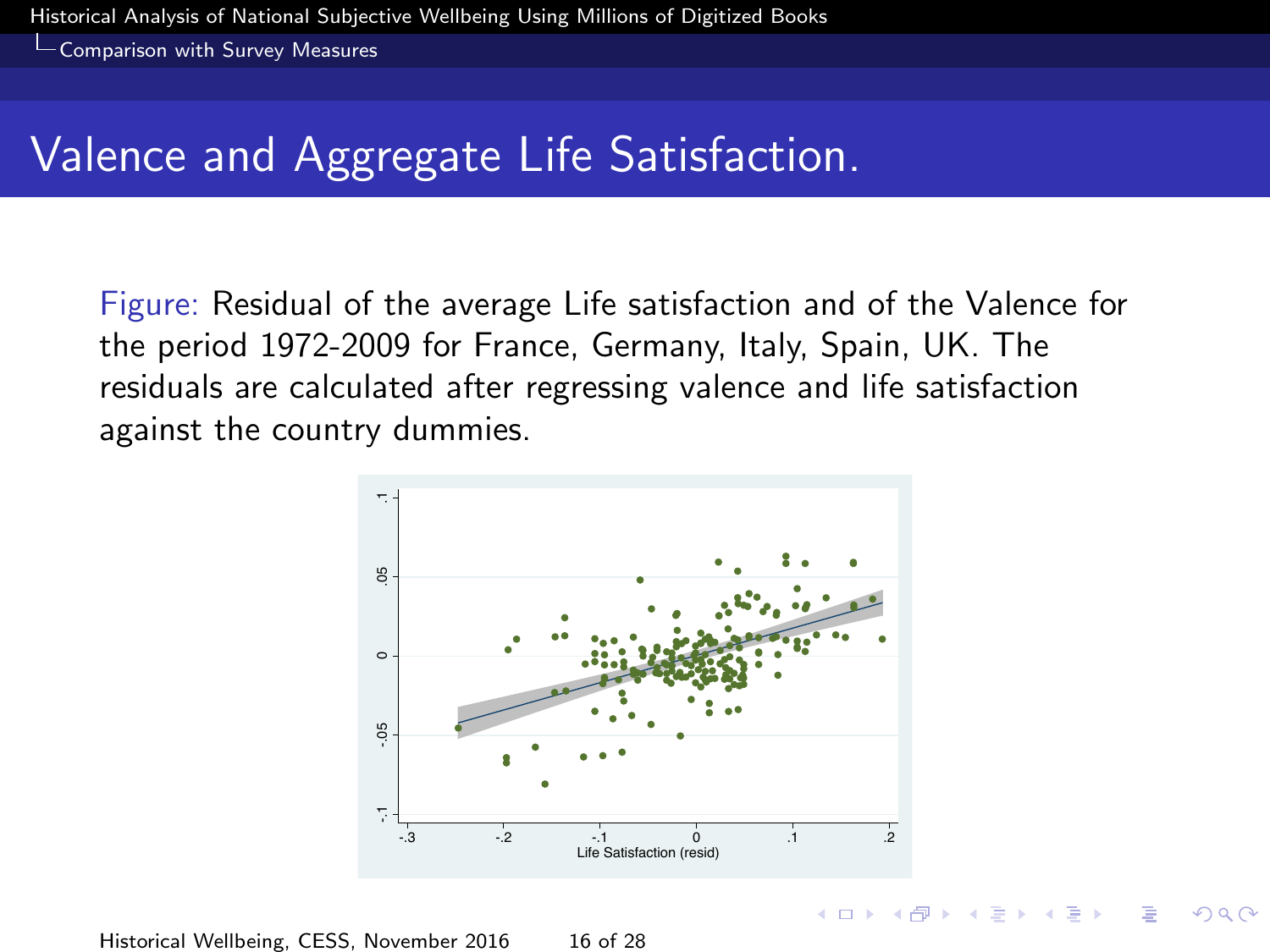# Valence and Aggregate Life Satisfaction.

Figure: Residual of the average Life satisfaction and of the Valence for the period 1972-2009 for France, Germany, Italy, Spain, UK. The residuals are calculated after regressing valence and life satisfaction against the country dummies.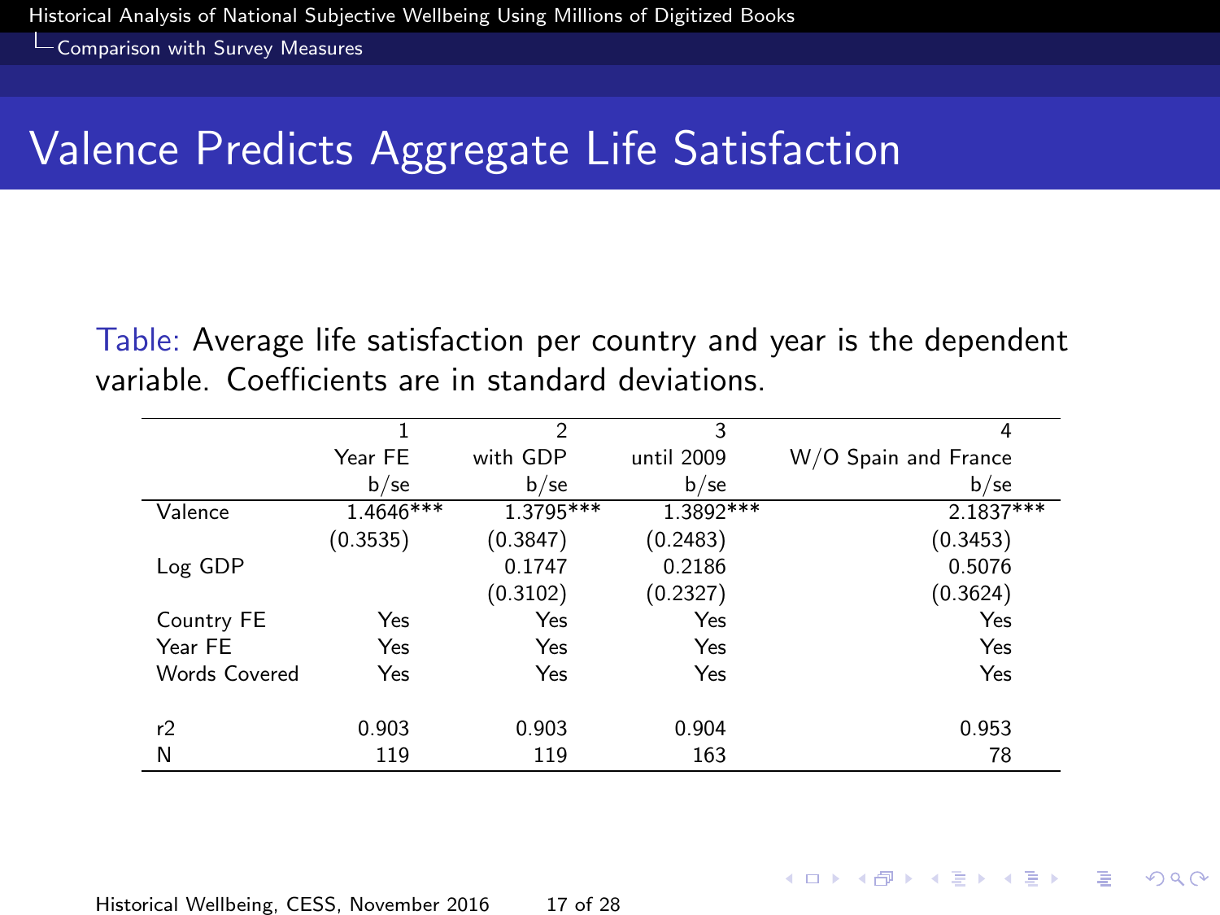# Valence Predicts Aggregate Life Satisfaction

Table: Average life satisfaction per country and year is the dependent variable. Coefficients are in standard deviations.

| | 1 | 2 | 3 | 4 |
|---|---|---|---|---|
| | Year FE | with GDP | until 2009 | W/O Spain and France |
| | b/se | b/se | b/se | b/se |
| Valence | 1.4646*** | 1.3795*** | 1.3892*** | 2.1837*** |
| | (0.3535) | (0.3847) | (0.2483) | (0.3453) |
| Log GDP | | 0.1747 | 0.2186 | 0.5076 |
| | | (0.3102) | (0.2327) | (0.3624) |
| Country FE | Yes | Yes | Yes | Yes |
| Year FE | Yes | Yes | Yes | Yes |
| Words Covered | Yes | Yes | Yes | Yes |
| r2 | 0.903 | 0.903 | 0.904 | 0.953 |
| N | 119 | 119 | 163 | 78 |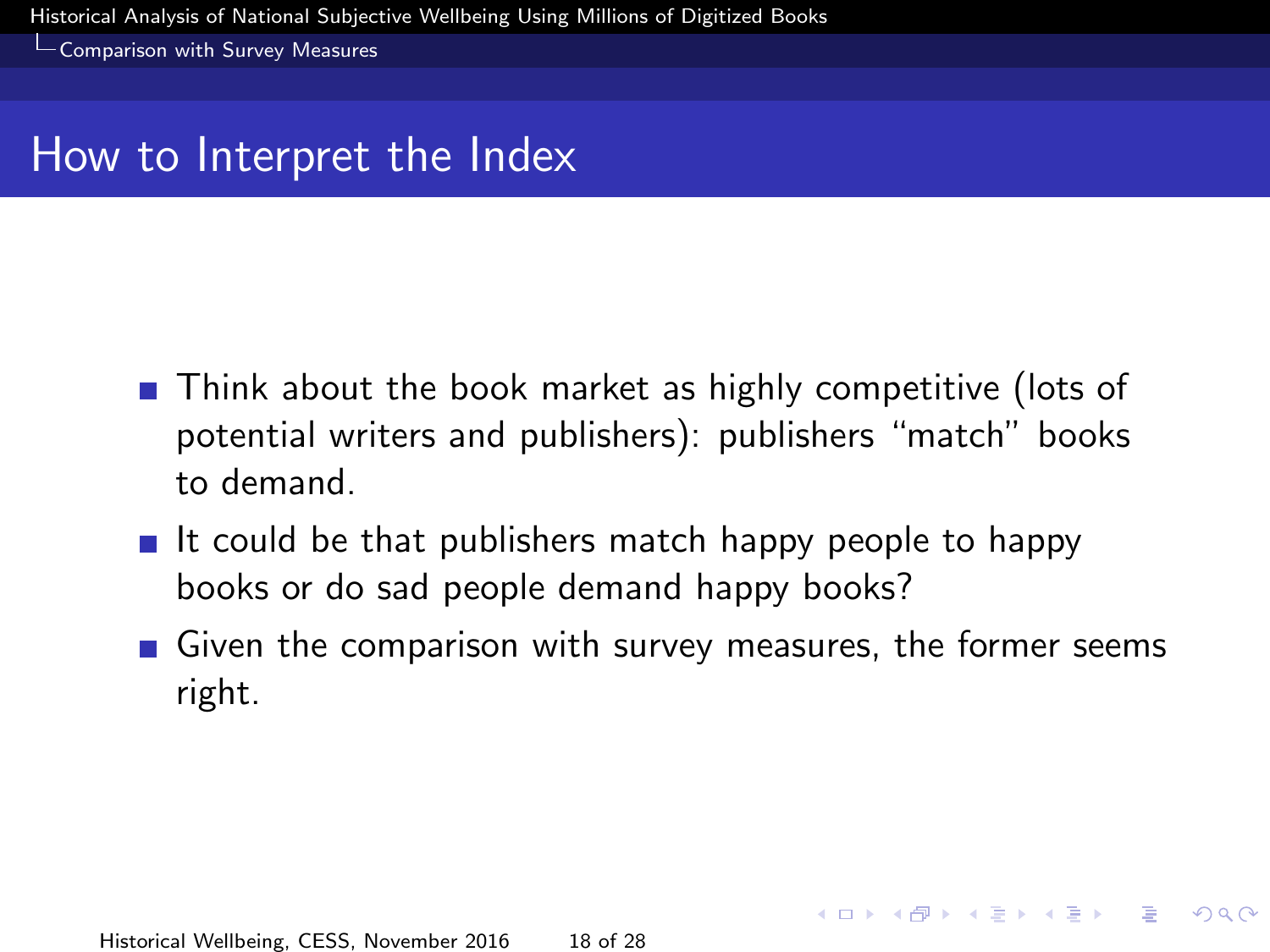# How to Interpret the Index

- Think about the book market as highly competitive (lots of potential writers and publishers): publishers "match" books to demand.
- It could be that publishers match happy people to happy books or do sad people demand happy books?
- Given the comparison with survey measures, the former seems right.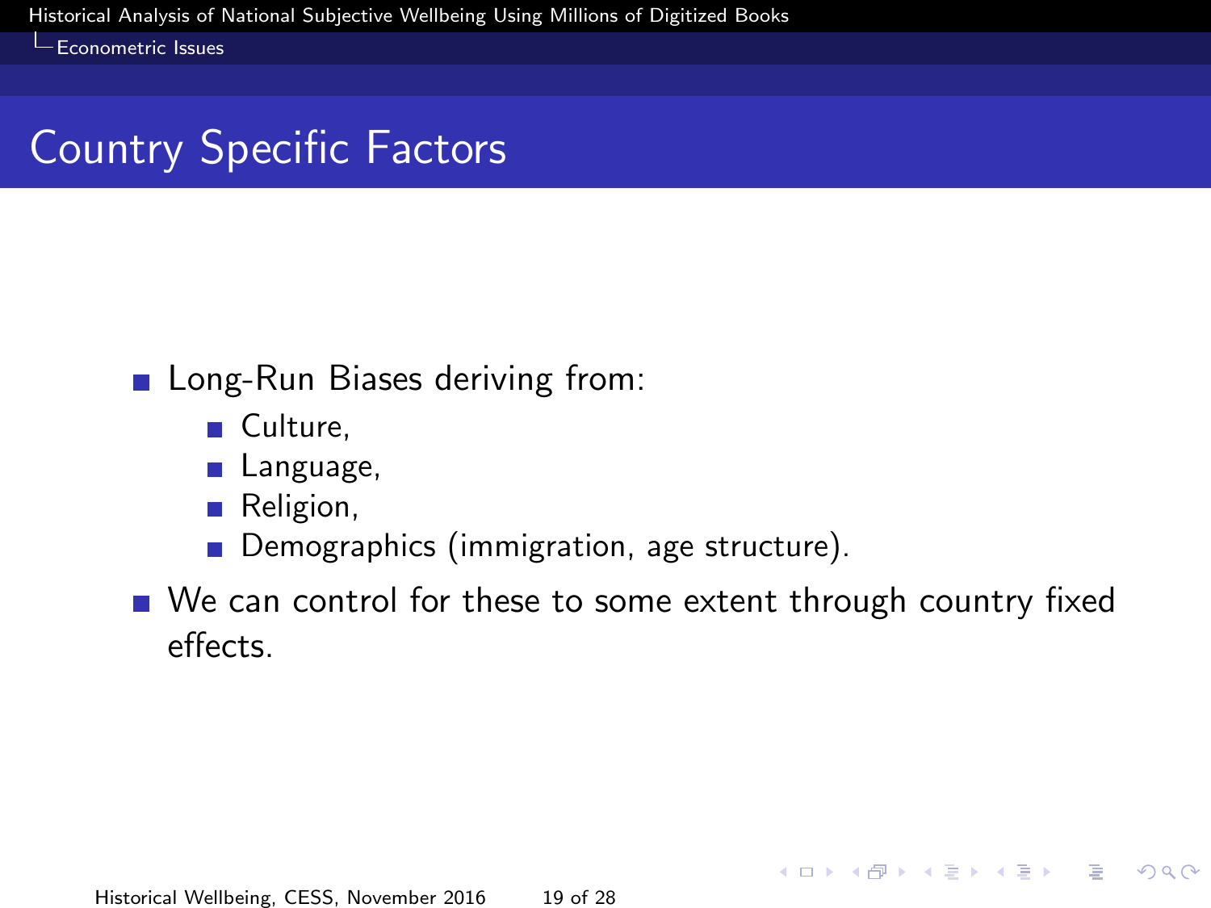## Country Specific Factors

- Long-Run Biases deriving from:
  - Culture,
  - Language,
  - Religion,
  - Demographics (immigration, age structure).
- We can control for these to some extent through country fixed effects.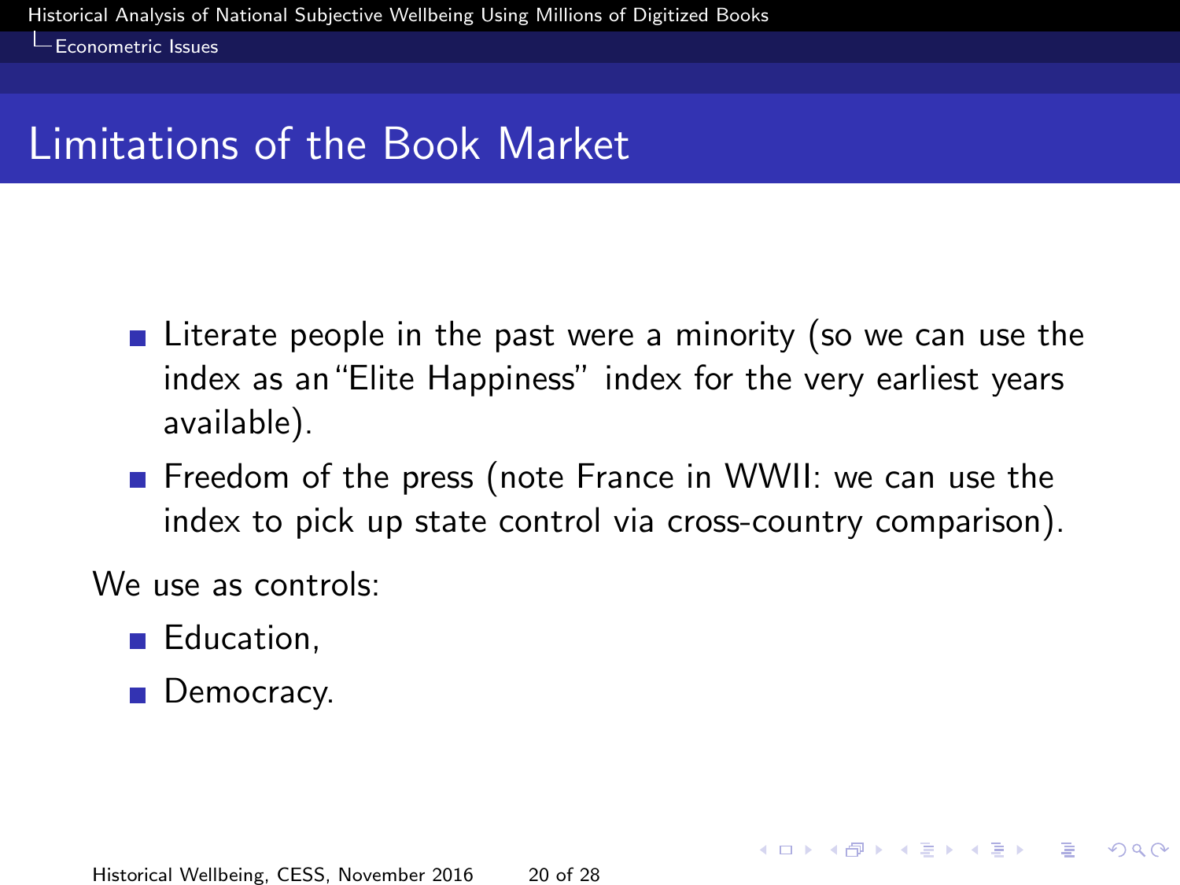# Limitations of the Book Market

- Literate people in the past were a minority (so we can use the index as an "Elite Happiness" index for the very earliest years available).
- Freedom of the press (note France in WWII: we can use the index to pick up state control via cross-country comparison).

We use as controls:

- Education,
- Democracy.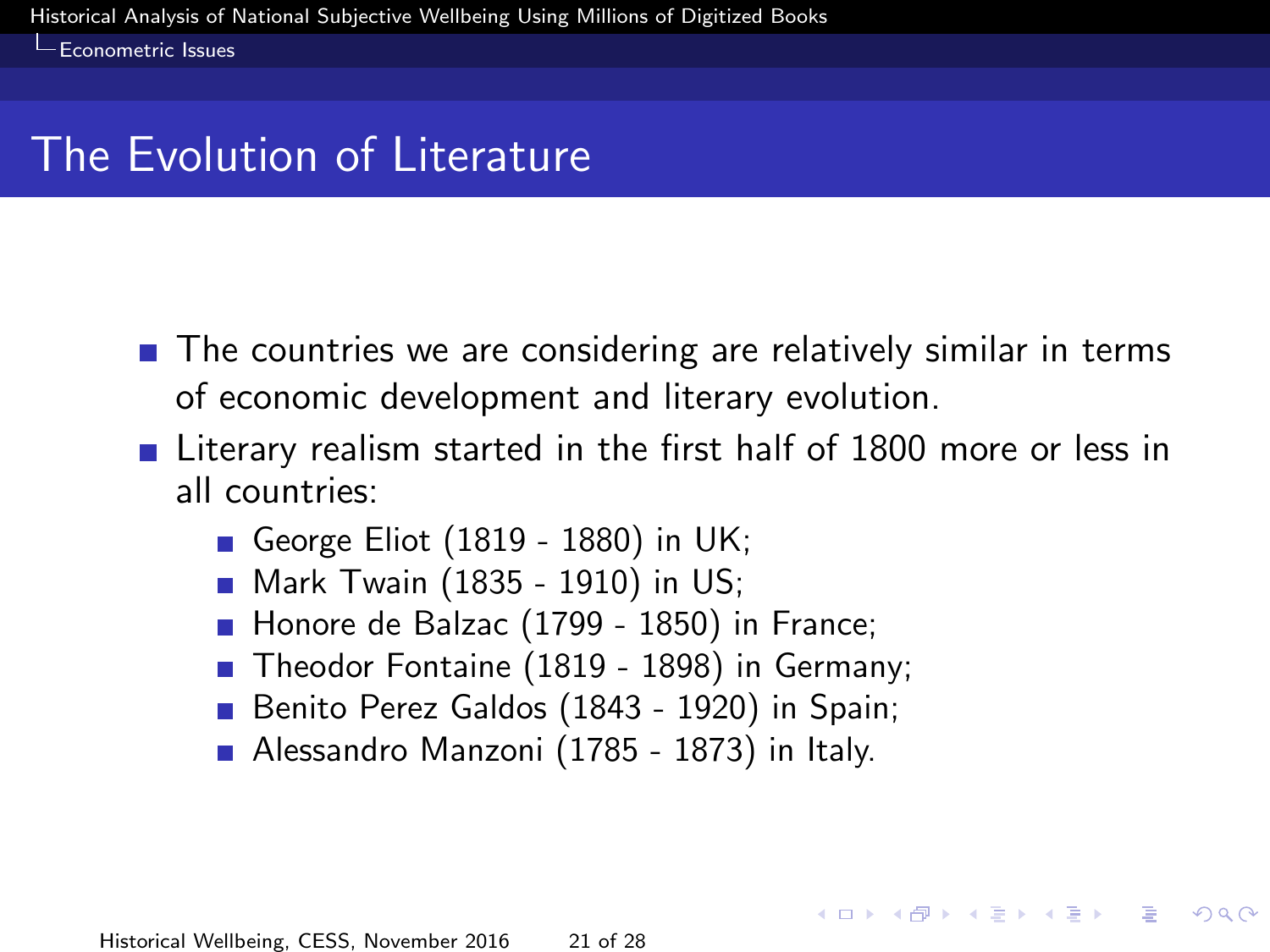## The Evolution of Literature

- The countries we are considering are relatively similar in terms of economic development and literary evolution.
- Literary realism started in the first half of 1800 more or less in all countries:
  - George Eliot (1819 - 1880) in UK;
  - Mark Twain (1835 - 1910) in US;
  - Honore de Balzac (1799 - 1850) in France;
  - Theodor Fontaine (1819 - 1898) in Germany;
  - Benito Perez Galdos (1843 - 1920) in Spain;
  - Alessandro Manzoni (1785 - 1873) in Italy.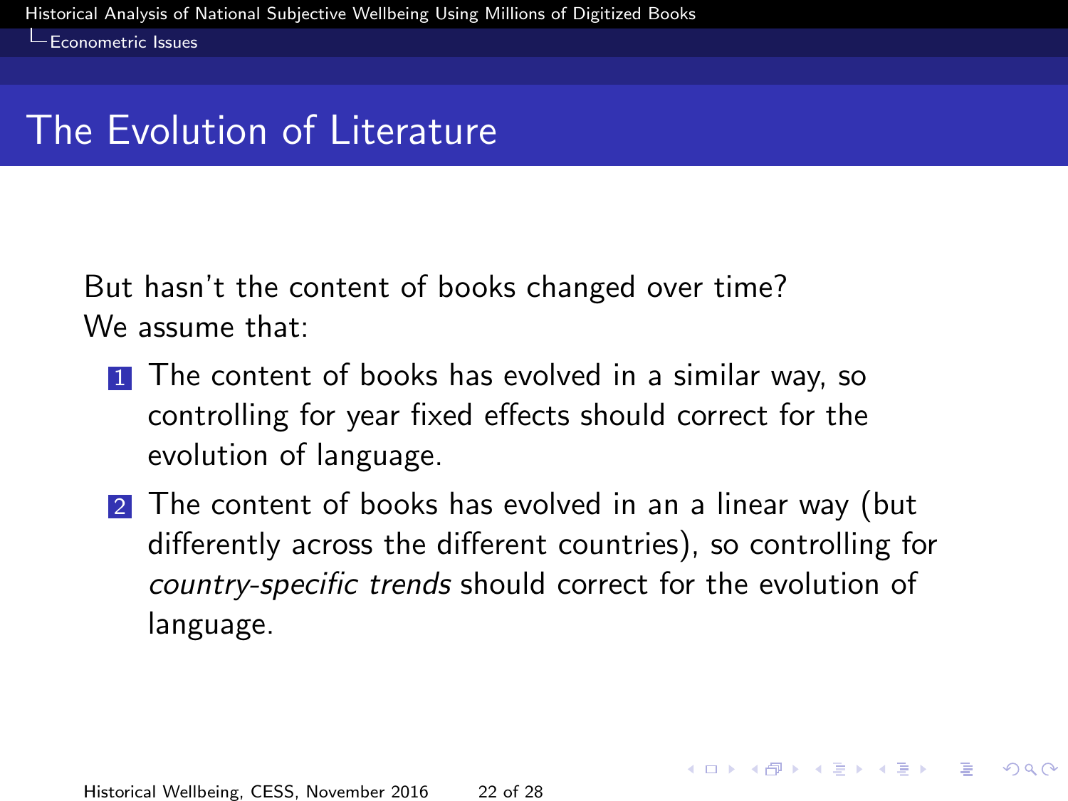# The Evolution of Literature

But hasn't the content of books changed over time?
We assume that:

1. The content of books has evolved in a similar way, so controlling for year fixed effects should correct for the evolution of language.
2. The content of books has evolved in an a linear way (but differently across the different countries), so controlling for *country-specific trends* should correct for the evolution of language.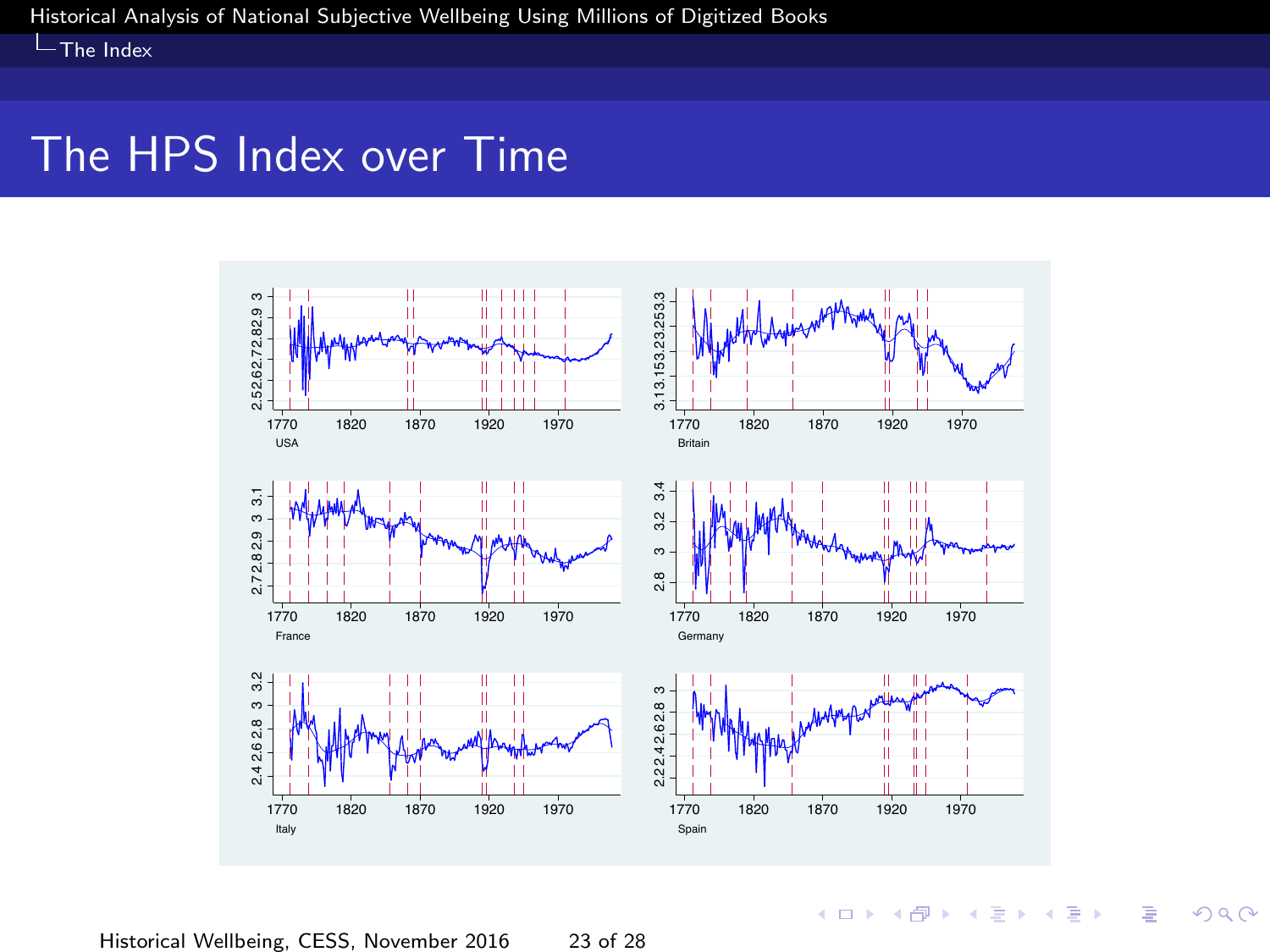# The HPS Index over Time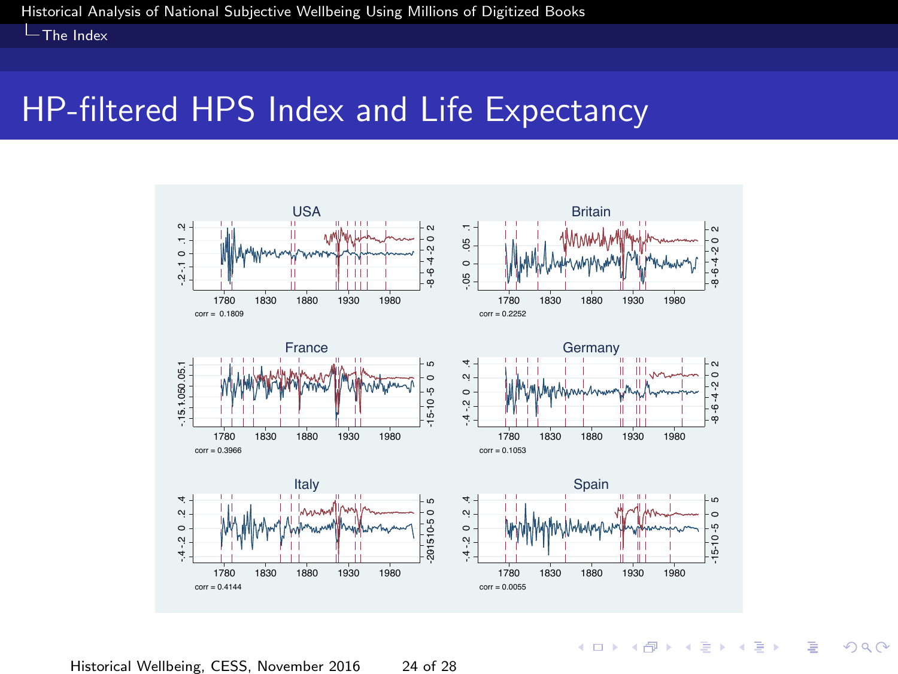# HP-filtered HPS Index and Life Expectancy

USA

corr = 0.1809

Britain

corr = 0.2252

France

corr = 0.3966

Germany

corr = 0.1053

Italy

corr = 0.4144

Spain

corr = 0.0055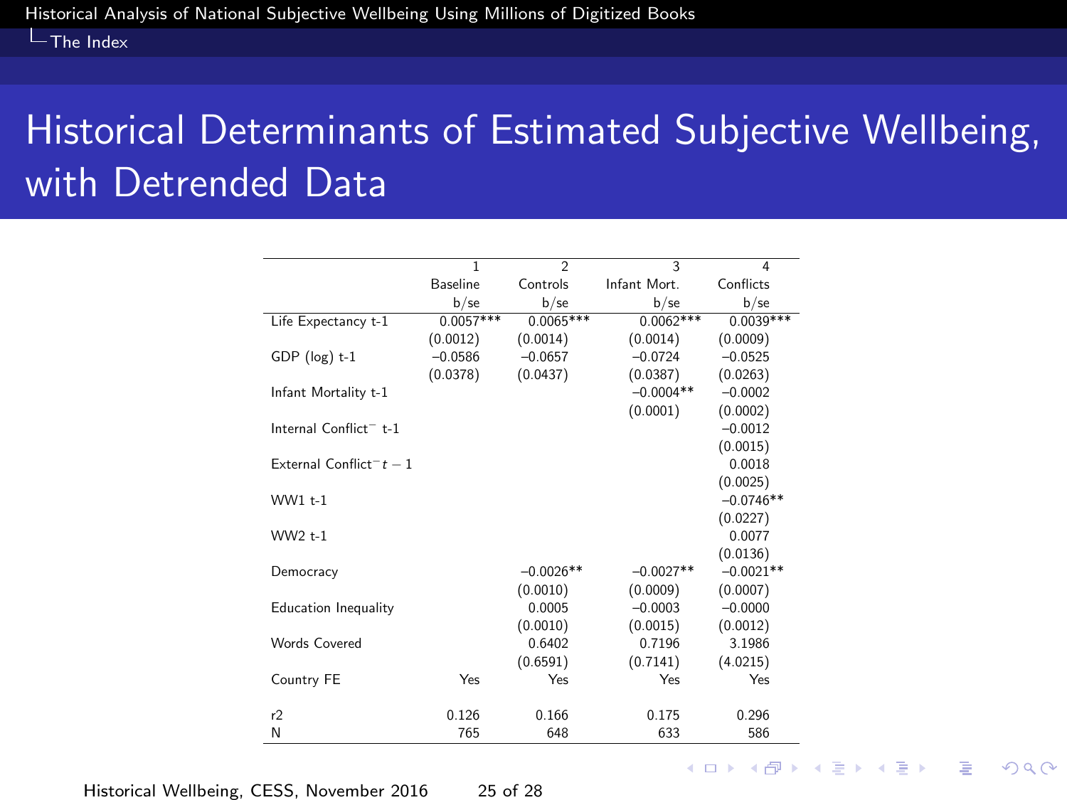# Historical Determinants of Estimated Subjective Wellbeing, with Detrended Data

| | 1 | 2 | 3 | 4 |
|---|---|---|---|---|
| | Baseline | Controls | Infant Mort. | Conflicts |
| | b/se | b/se | b/se | b/se |
| Life Expectancy t-1 | 0.0057*** | 0.0065*** | 0.0062*** | 0.0039*** |
| | (0.0012) | (0.0014) | (0.0014) | (0.0009) |
| GDP (log) t-1 | −0.0586 | −0.0657 | −0.0724 | −0.0525 |
| | (0.0378) | (0.0437) | (0.0387) | (0.0263) |
| Infant Mortality t-1 | | | −0.0004** | −0.0002 |
| | | | (0.0001) | (0.0002) |
| Internal Conflict$^{-}$ t-1 | | | | −0.0012 |
| | | | | (0.0015) |
| External Conflict$^{-}t-1$ | | | | 0.0018 |
| | | | | (0.0025) |
| WW1 t-1 | | | | −0.0746** |
| | | | | (0.0227) |
| WW2 t-1 | | | | 0.0077 |
| | | | | (0.0136) |
| Democracy | | −0.0026** | −0.0027** | −0.0021** |
| | | (0.0010) | (0.0009) | (0.0007) |
| Education Inequality | | 0.0005 | −0.0003 | −0.0000 |
| | | (0.0010) | (0.0015) | (0.0012) |
| Words Covered | | 0.6402 | 0.7196 | 3.1986 |
| | | (0.6591) | (0.7141) | (4.0215) |
| Country FE | Yes | Yes | Yes | Yes |
| r2 | 0.126 | 0.166 | 0.175 | 0.296 |
| N | 765 | 648 | 633 | 586 |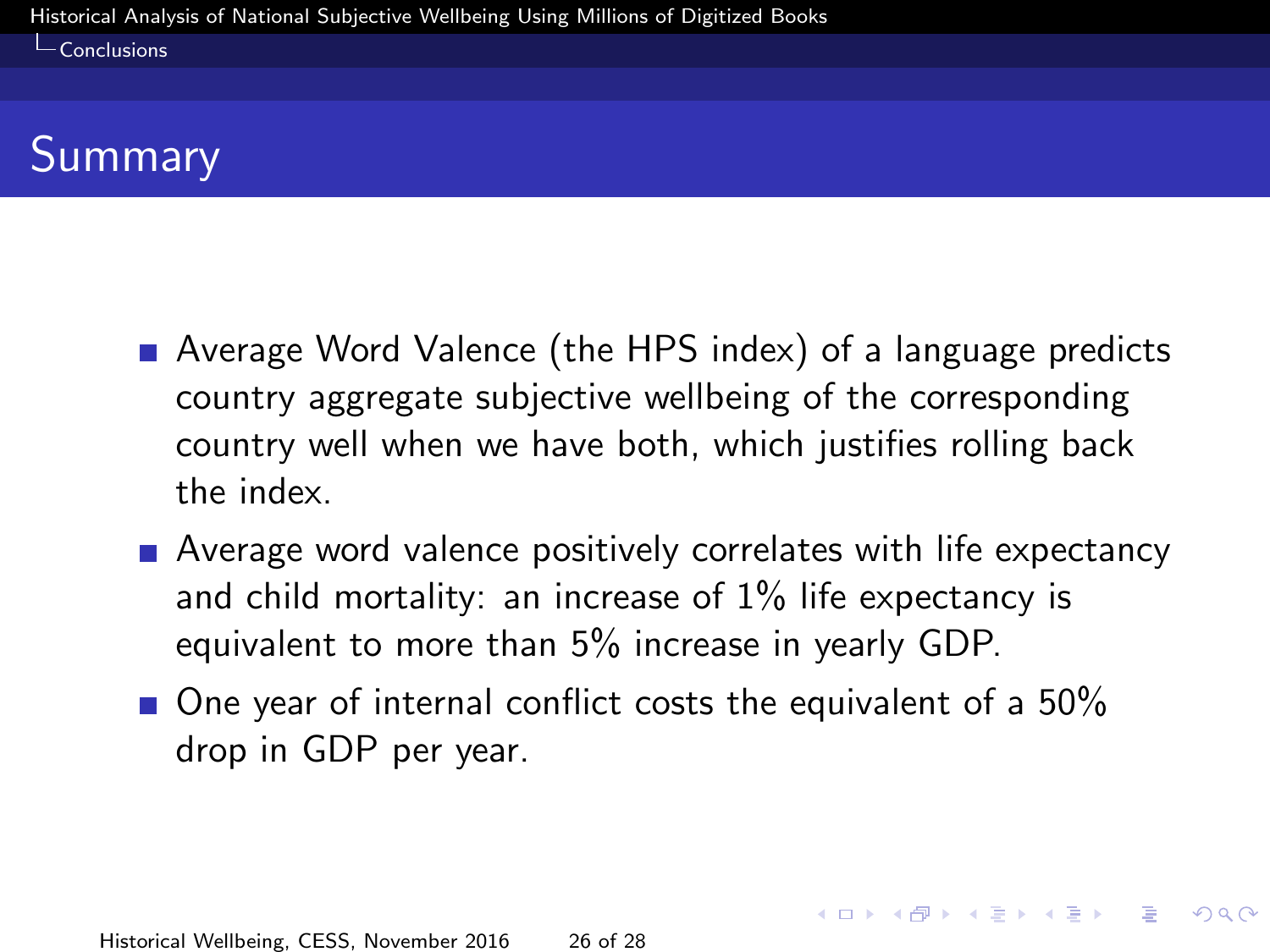## Summary

- Average Word Valence (the HPS index) of a language predicts country aggregate subjective wellbeing of the corresponding country well when we have both, which justifies rolling back the index.
- Average word valence positively correlates with life expectancy and child mortality: an increase of 1% life expectancy is equivalent to more than 5% increase in yearly GDP.
- One year of internal conflict costs the equivalent of a 50% drop in GDP per year.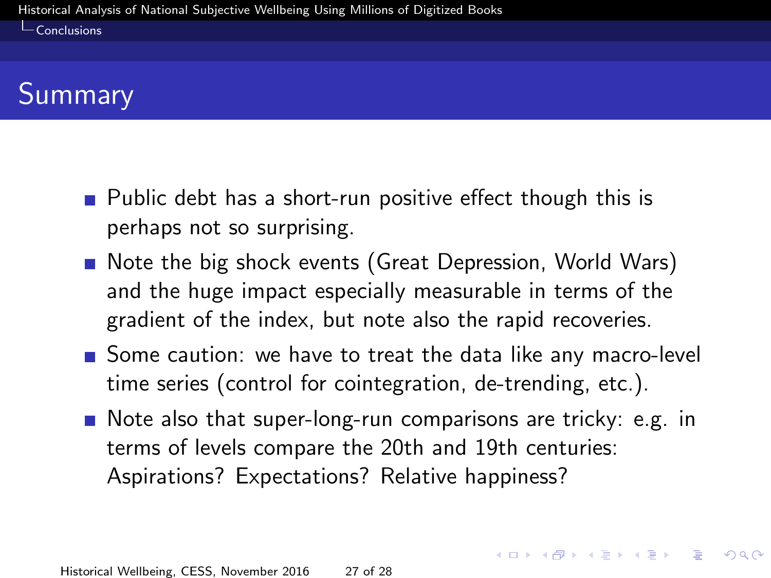## Summary

- Public debt has a short-run positive effect though this is perhaps not so surprising.
- Note the big shock events (Great Depression, World Wars) and the huge impact especially measurable in terms of the gradient of the index, but note also the rapid recoveries.
- Some caution: we have to treat the data like any macro-level time series (control for cointegration, de-trending, etc.).
- Note also that super-long-run comparisons are tricky: e.g. in terms of levels compare the 20th and 19th centuries: Aspirations? Expectations? Relative happiness?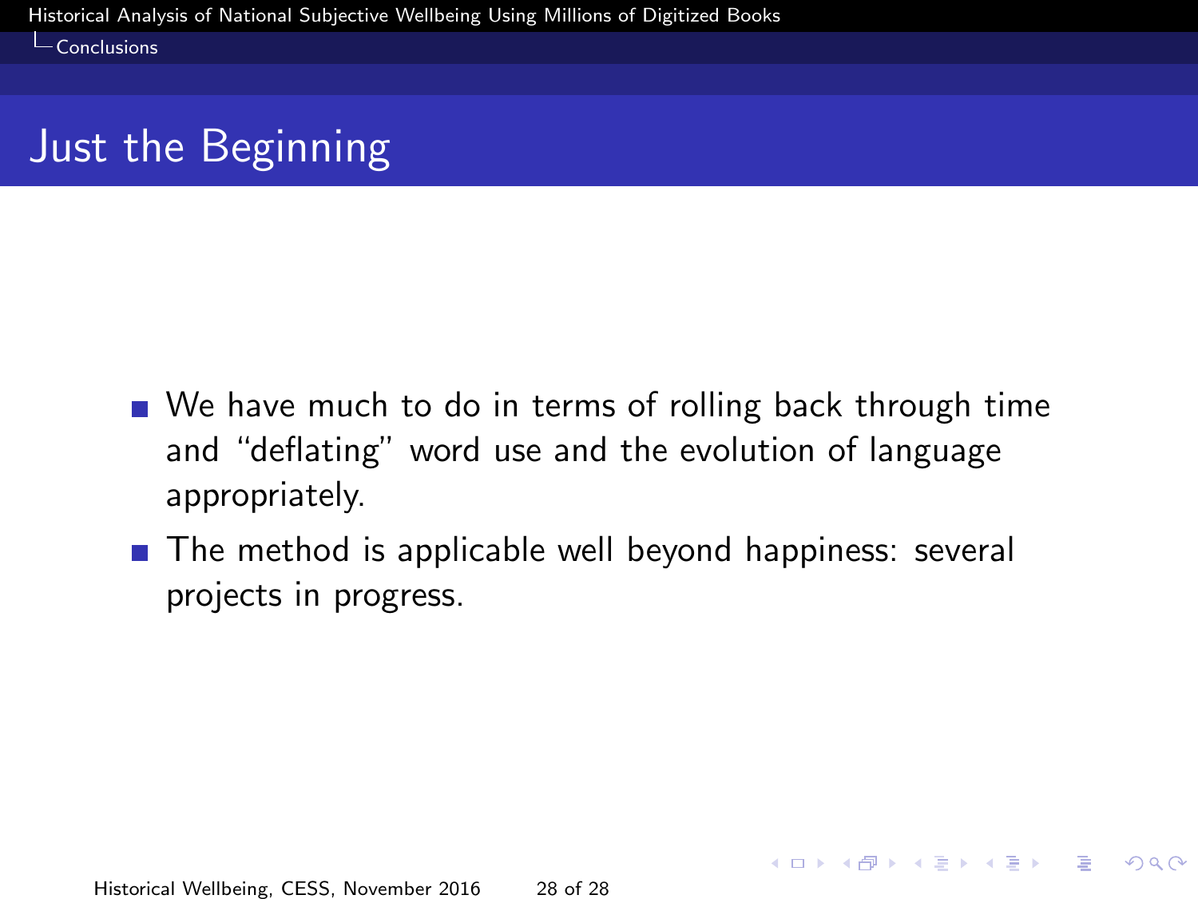## Just the Beginning

- We have much to do in terms of rolling back through time and "deflating" word use and the evolution of language appropriately.
- The method is applicable well beyond happiness: several projects in progress.